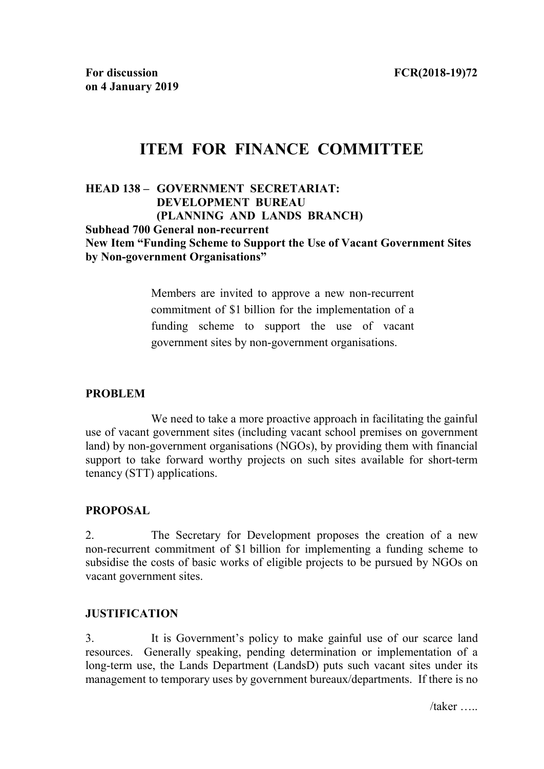**For discussion on 4 January 2019** **FCR(2018-19)72**

# ITEM FOR FINANCE COMMITTEE

**HEAD 138 – GOVERNMENT SECRETARIAT: DEVELOPMENT BUREAU (PLANNING AND LANDS BRANCH)**
**Subhead 700 General non-recurrent**
**New Item "Funding Scheme to Support the Use of Vacant Government Sites by Non-government Organisations"**

> Members are invited to approve a new non-recurrent commitment of $1 billion for the implementation of a funding scheme to support the use of vacant government sites by non-government organisations.

## PROBLEM

We need to take a more proactive approach in facilitating the gainful use of vacant government sites (including vacant school premises on government land) by non-government organisations (NGOs), by providing them with financial support to take forward worthy projects on such sites available for short-term tenancy (STT) applications.

## PROPOSAL

2. The Secretary for Development proposes the creation of a new non-recurrent commitment of $1 billion for implementing a funding scheme to subsidise the costs of basic works of eligible projects to be pursued by NGOs on vacant government sites.

## JUSTIFICATION

3. It is Government's policy to make gainful use of our scarce land resources. Generally speaking, pending determination or implementation of a long-term use, the Lands Department (LandsD) puts such vacant sites under its management to temporary uses by government bureaux/departments. If there is no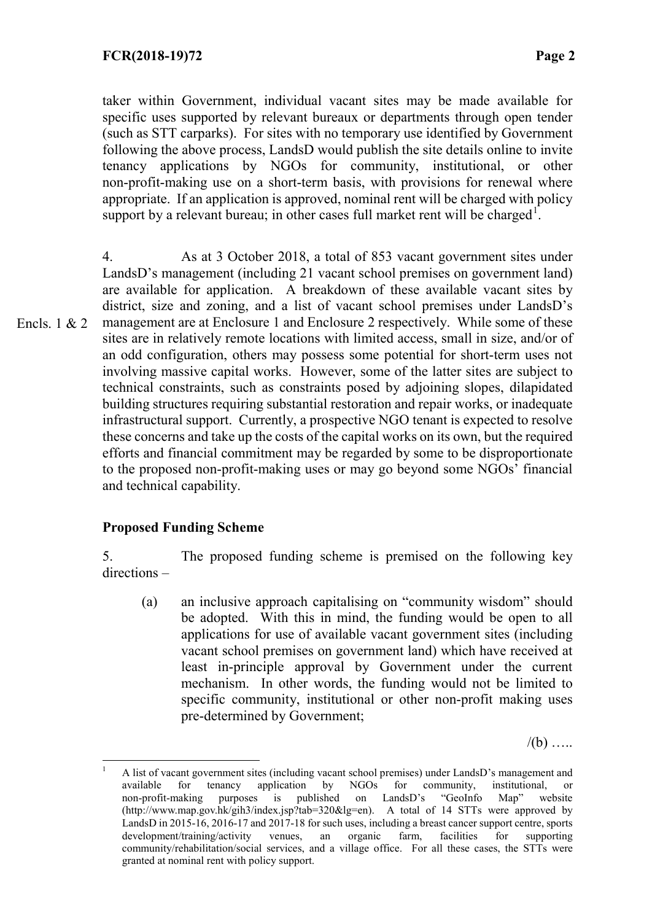taker within Government, individual vacant sites may be made available for specific uses supported by relevant bureaux or departments through open tender (such as STT carparks). For sites with no temporary use identified by Government following the above process, LandsD would publish the site details online to invite tenancy applications by NGOs for community, institutional, or other non-profit-making use on a short-term basis, with provisions for renewal where appropriate. If an application is approved, nominal rent will be charged with policy support by a relevant bureau; in other cases full market rent will be charged[1].

4. As at 3 October 2018, a total of 853 vacant government sites under LandsD's management (including 21 vacant school premises on government land) are available for application. A breakdown of these available vacant sites by district, size and zoning, and a list of vacant school premises under LandsD's management are at Enclosure 1 and Enclosure 2 respectively. While some of these sites are in relatively remote locations with limited access, small in size, and/or of an odd configuration, others may possess some potential for short-term uses not involving massive capital works. However, some of the latter sites are subject to technical constraints, such as constraints posed by adjoining slopes, dilapidated building structures requiring substantial restoration and repair works, or inadequate infrastructural support. Currently, a prospective NGO tenant is expected to resolve these concerns and take up the costs of the capital works on its own, but the required efforts and financial commitment may be regarded by some to be disproportionate to the proposed non-profit-making uses or may go beyond some NGOs' financial and technical capability.

Encls. 1 & 2

### Proposed Funding Scheme

5. The proposed funding scheme is premised on the following key directions –

(a) an inclusive approach capitalising on "community wisdom" should be adopted. With this in mind, the funding would be open to all applications for use of available vacant government sites (including vacant school premises on government land) which have received at least in-principle approval by Government under the current mechanism. In other words, the funding would not be limited to specific community, institutional or other non-profit making uses pre-determined by Government;

/(b) …..

---

[1] A list of vacant government sites (including vacant school premises) under LandsD's management and available for tenancy application by NGOs for community, institutional, or non-profit-making purposes is published on LandsD's "GeoInfo Map" website (http://www.map.gov.hk/gih3/index.jsp?tab=320&lg=en). A total of 14 STTs were approved by LandsD in 2015-16, 2016-17 and 2017-18 for such uses, including a breast cancer support centre, sports development/training/activity venues, an organic farm, facilities for supporting community/rehabilitation/social services, and a village office. For all these cases, the STTs were granted at nominal rent with policy support.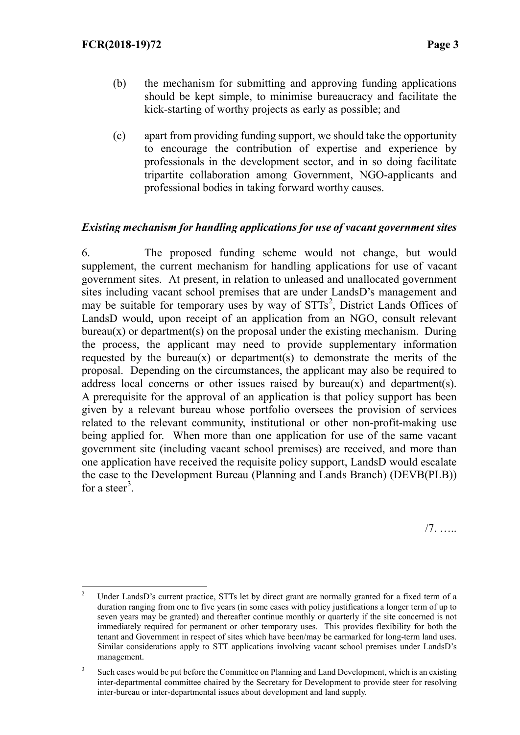(b) the mechanism for submitting and approving funding applications should be kept simple, to minimise bureaucracy and facilitate the kick-starting of worthy projects as early as possible; and

(c) apart from providing funding support, we should take the opportunity to encourage the contribution of expertise and experience by professionals in the development sector, and in so doing facilitate tripartite collaboration among Government, NGO-applicants and professional bodies in taking forward worthy causes.

***Existing mechanism for handling applications for use of vacant government sites***

6. The proposed funding scheme would not change, but would supplement, the current mechanism for handling applications for use of vacant government sites. At present, in relation to unleased and unallocated government sites including vacant school premises that are under LandsD's management and may be suitable for temporary uses by way of STTs[2], District Lands Offices of LandsD would, upon receipt of an application from an NGO, consult relevant bureau(x) or department(s) on the proposal under the existing mechanism. During the process, the applicant may need to provide supplementary information requested by the bureau(x) or department(s) to demonstrate the merits of the proposal. Depending on the circumstances, the applicant may also be required to address local concerns or other issues raised by bureau(x) and department(s). A prerequisite for the approval of an application is that policy support has been given by a relevant bureau whose portfolio oversees the provision of services related to the relevant community, institutional or other non-profit-making use being applied for. When more than one application for use of the same vacant government site (including vacant school premises) are received, and more than one application have received the requisite policy support, LandsD would escalate the case to the Development Bureau (Planning and Lands Branch) (DEVB(PLB)) for a steer[3].

/7. …..

---

[2] Under LandsD's current practice, STTs let by direct grant are normally granted for a fixed term of a duration ranging from one to five years (in some cases with policy justifications a longer term of up to seven years may be granted) and thereafter continue monthly or quarterly if the site concerned is not immediately required for permanent or other temporary uses. This provides flexibility for both the tenant and Government in respect of sites which have been/may be earmarked for long-term land uses. Similar considerations apply to STT applications involving vacant school premises under LandsD's management.

[3] Such cases would be put before the Committee on Planning and Land Development, which is an existing inter-departmental committee chaired by the Secretary for Development to provide steer for resolving inter-bureau or inter-departmental issues about development and land supply.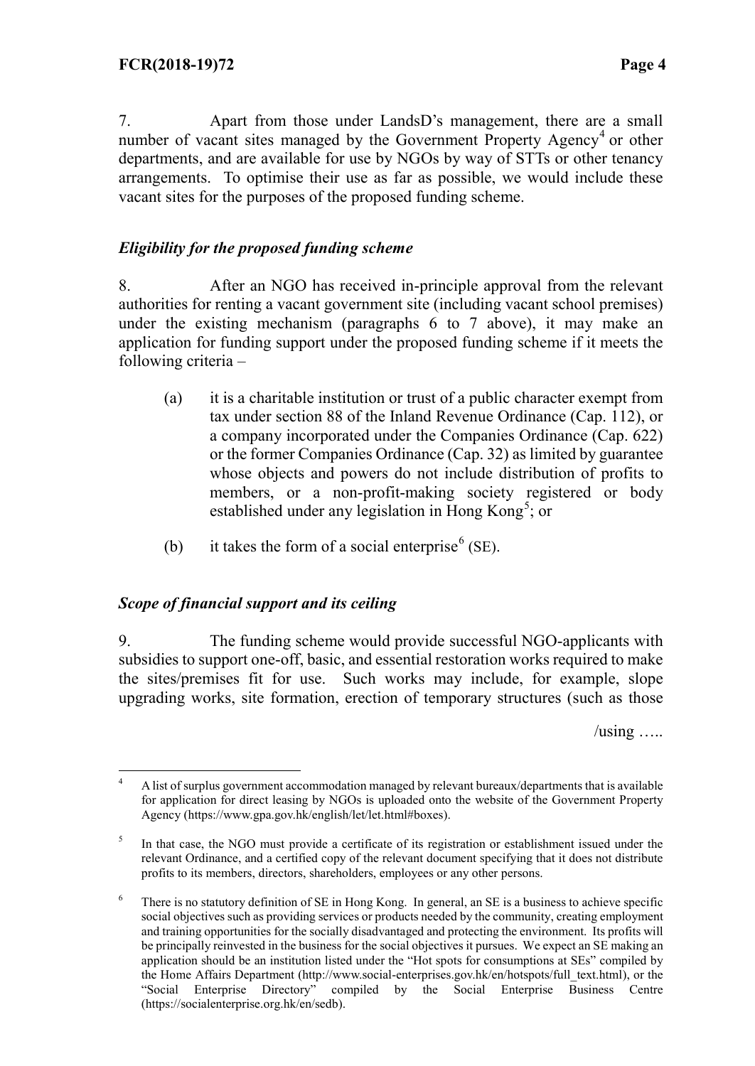7. Apart from those under LandsD's management, there are a small number of vacant sites managed by the Government Property Agency[4] or other departments, and are available for use by NGOs by way of STTs or other tenancy arrangements. To optimise their use as far as possible, we would include these vacant sites for the purposes of the proposed funding scheme.

### *Eligibility for the proposed funding scheme*

8. After an NGO has received in-principle approval from the relevant authorities for renting a vacant government site (including vacant school premises) under the existing mechanism (paragraphs 6 to 7 above), it may make an application for funding support under the proposed funding scheme if it meets the following criteria –

(a) it is a charitable institution or trust of a public character exempt from tax under section 88 of the Inland Revenue Ordinance (Cap. 112), or a company incorporated under the Companies Ordinance (Cap. 622) or the former Companies Ordinance (Cap. 32) as limited by guarantee whose objects and powers do not include distribution of profits to members, or a non-profit-making society registered or body established under any legislation in Hong Kong[5]; or

(b) it takes the form of a social enterprise[6] (SE).

### *Scope of financial support and its ceiling*

9. The funding scheme would provide successful NGO-applicants with subsidies to support one-off, basic, and essential restoration works required to make the sites/premises fit for use. Such works may include, for example, slope upgrading works, site formation, erection of temporary structures (such as those

/using …..

---

[4] A list of surplus government accommodation managed by relevant bureaux/departments that is available for application for direct leasing by NGOs is uploaded onto the website of the Government Property Agency (https://www.gpa.gov.hk/english/let/let.html#boxes).

[5] In that case, the NGO must provide a certificate of its registration or establishment issued under the relevant Ordinance, and a certified copy of the relevant document specifying that it does not distribute profits to its members, directors, shareholders, employees or any other persons.

[6] There is no statutory definition of SE in Hong Kong. In general, an SE is a business to achieve specific social objectives such as providing services or products needed by the community, creating employment and training opportunities for the socially disadvantaged and protecting the environment. Its profits will be principally reinvested in the business for the social objectives it pursues. We expect an SE making an application should be an institution listed under the "Hot spots for consumptions at SEs" compiled by the Home Affairs Department (http://www.social-enterprises.gov.hk/en/hotspots/full_text.html), or the "Social Enterprise Directory" compiled by the Social Enterprise Business Centre (https://socialenterprise.org.hk/en/sedb).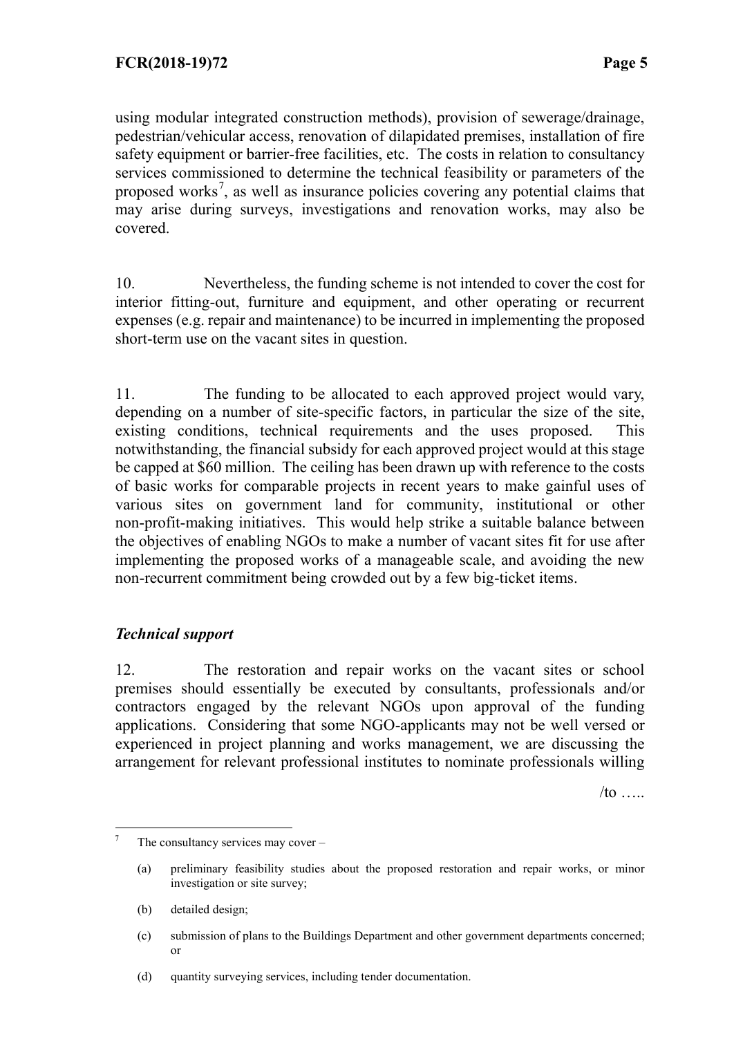using modular integrated construction methods), provision of sewerage/drainage, pedestrian/vehicular access, renovation of dilapidated premises, installation of fire safety equipment or barrier-free facilities, etc. The costs in relation to consultancy services commissioned to determine the technical feasibility or parameters of the proposed works[7], as well as insurance policies covering any potential claims that may arise during surveys, investigations and renovation works, may also be covered.

10. Nevertheless, the funding scheme is not intended to cover the cost for interior fitting-out, furniture and equipment, and other operating or recurrent expenses (e.g. repair and maintenance) to be incurred in implementing the proposed short-term use on the vacant sites in question.

11. The funding to be allocated to each approved project would vary, depending on a number of site-specific factors, in particular the size of the site, existing conditions, technical requirements and the uses proposed. This notwithstanding, the financial subsidy for each approved project would at this stage be capped at $60 million. The ceiling has been drawn up with reference to the costs of basic works for comparable projects in recent years to make gainful uses of various sites on government land for community, institutional or other non-profit-making initiatives. This would help strike a suitable balance between the objectives of enabling NGOs to make a number of vacant sites fit for use after implementing the proposed works of a manageable scale, and avoiding the new non-recurrent commitment being crowded out by a few big-ticket items.

### *Technical support*

12. The restoration and repair works on the vacant sites or school premises should essentially be executed by consultants, professionals and/or contractors engaged by the relevant NGOs upon approval of the funding applications. Considering that some NGO-applicants may not be well versed or experienced in project planning and works management, we are discussing the arrangement for relevant professional institutes to nominate professionals willing

/to …..

---

[7] The consultancy services may cover –

(a) preliminary feasibility studies about the proposed restoration and repair works, or minor investigation or site survey;

(b) detailed design;

(c) submission of plans to the Buildings Department and other government departments concerned; or

(d) quantity surveying services, including tender documentation.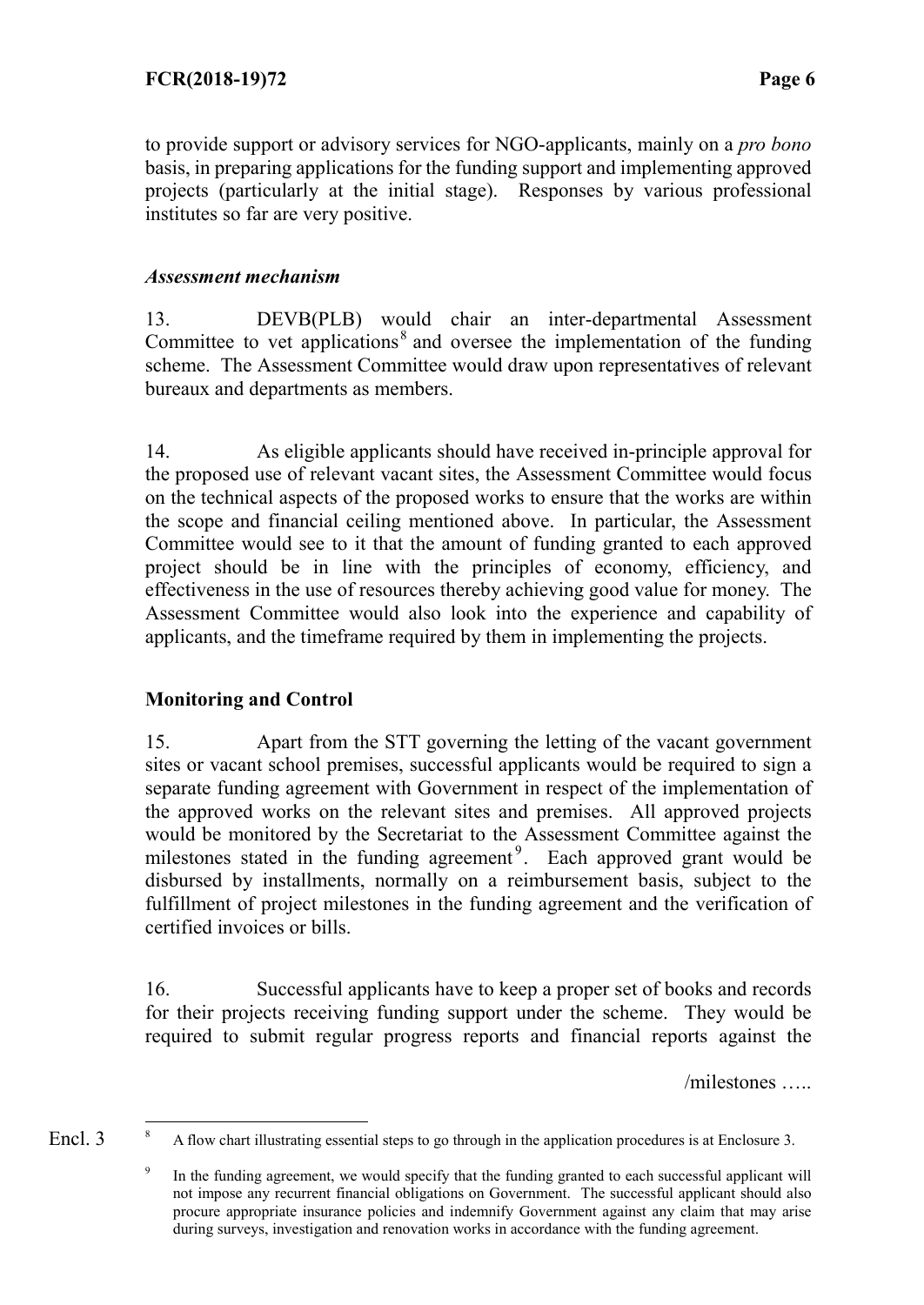to provide support or advisory services for NGO-applicants, mainly on a *pro bono* basis, in preparing applications for the funding support and implementing approved projects (particularly at the initial stage). Responses by various professional institutes so far are very positive.

### *Assessment mechanism*

13. DEVB(PLB) would chair an inter-departmental Assessment Committee to vet applications[8] and oversee the implementation of the funding scheme. The Assessment Committee would draw upon representatives of relevant bureaux and departments as members.

14. As eligible applicants should have received in-principle approval for the proposed use of relevant vacant sites, the Assessment Committee would focus on the technical aspects of the proposed works to ensure that the works are within the scope and financial ceiling mentioned above. In particular, the Assessment Committee would see to it that the amount of funding granted to each approved project should be in line with the principles of economy, efficiency, and effectiveness in the use of resources thereby achieving good value for money. The Assessment Committee would also look into the experience and capability of applicants, and the timeframe required by them in implementing the projects.

## **Monitoring and Control**

15. Apart from the STT governing the letting of the vacant government sites or vacant school premises, successful applicants would be required to sign a separate funding agreement with Government in respect of the implementation of the approved works on the relevant sites and premises. All approved projects would be monitored by the Secretariat to the Assessment Committee against the milestones stated in the funding agreement[9]. Each approved grant would be disbursed by installments, normally on a reimbursement basis, subject to the fulfillment of project milestones in the funding agreement and the verification of certified invoices or bills.

16. Successful applicants have to keep a proper set of books and records for their projects receiving funding support under the scheme. They would be required to submit regular progress reports and financial reports against the

/milestones …..

---

Encl. 3

[8] A flow chart illustrating essential steps to go through in the application procedures is at Enclosure 3.

[9] In the funding agreement, we would specify that the funding granted to each successful applicant will not impose any recurrent financial obligations on Government. The successful applicant should also procure appropriate insurance policies and indemnify Government against any claim that may arise during surveys, investigation and renovation works in accordance with the funding agreement.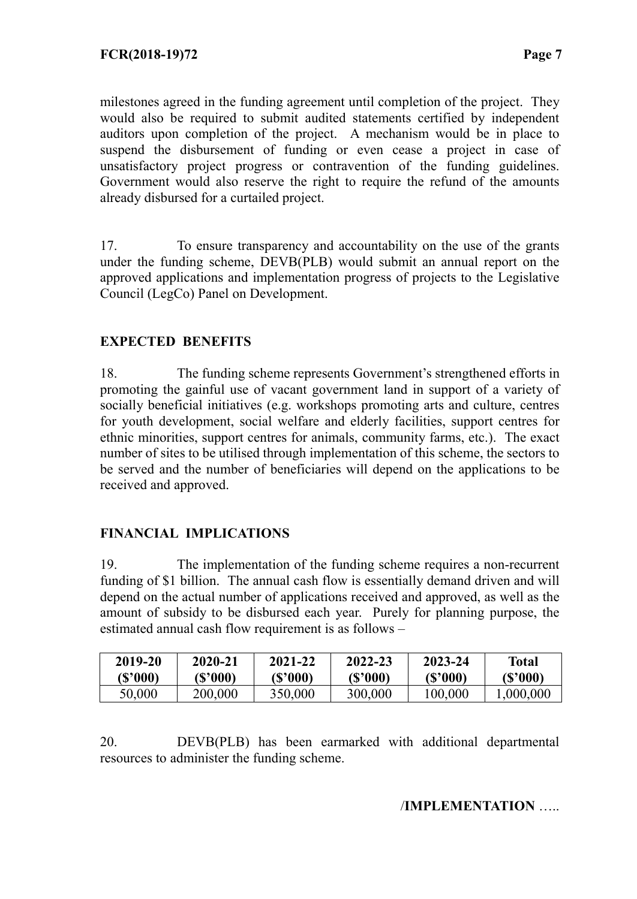milestones agreed in the funding agreement until completion of the project. They would also be required to submit audited statements certified by independent auditors upon completion of the project. A mechanism would be in place to suspend the disbursement of funding or even cease a project in case of unsatisfactory project progress or contravention of the funding guidelines. Government would also reserve the right to require the refund of the amounts already disbursed for a curtailed project.

17. To ensure transparency and accountability on the use of the grants under the funding scheme, DEVB(PLB) would submit an annual report on the approved applications and implementation progress of projects to the Legislative Council (LegCo) Panel on Development.

## EXPECTED BENEFITS

18. The funding scheme represents Government's strengthened efforts in promoting the gainful use of vacant government land in support of a variety of socially beneficial initiatives (e.g. workshops promoting arts and culture, centres for youth development, social welfare and elderly facilities, support centres for ethnic minorities, support centres for animals, community farms, etc.). The exact number of sites to be utilised through implementation of this scheme, the sectors to be served and the number of beneficiaries will depend on the applications to be received and approved.

## FINANCIAL IMPLICATIONS

19. The implementation of the funding scheme requires a non-recurrent funding of $1 billion. The annual cash flow is essentially demand driven and will depend on the actual number of applications received and approved, as well as the amount of subsidy to be disbursed each year. Purely for planning purpose, the estimated annual cash flow requirement is as follows –

| 2019-20 ($'000) | 2020-21 ($'000) | 2021-22 ($'000) | 2022-23 ($'000) | 2023-24 ($'000) | Total ($'000) |
|---|---|---|---|---|---|
| 50,000 | 200,000 | 350,000 | 300,000 | 100,000 | 1,000,000 |

20. DEVB(PLB) has been earmarked with additional departmental resources to administer the funding scheme.

/**IMPLEMENTATION** …..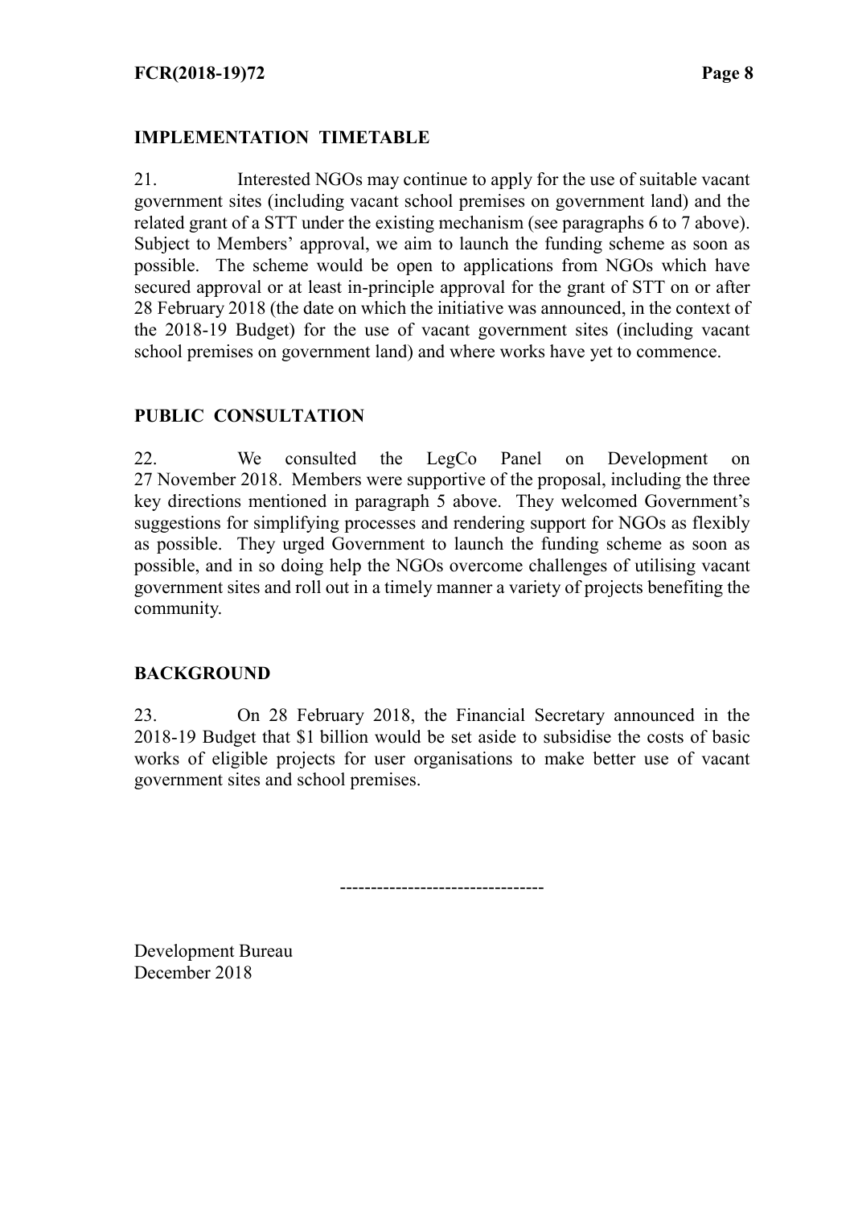## IMPLEMENTATION TIMETABLE

21. Interested NGOs may continue to apply for the use of suitable vacant government sites (including vacant school premises on government land) and the related grant of a STT under the existing mechanism (see paragraphs 6 to 7 above). Subject to Members' approval, we aim to launch the funding scheme as soon as possible. The scheme would be open to applications from NGOs which have secured approval or at least in-principle approval for the grant of STT on or after 28 February 2018 (the date on which the initiative was announced, in the context of the 2018-19 Budget) for the use of vacant government sites (including vacant school premises on government land) and where works have yet to commence.

## PUBLIC CONSULTATION

22. We consulted the LegCo Panel on Development on 27 November 2018. Members were supportive of the proposal, including the three key directions mentioned in paragraph 5 above. They welcomed Government's suggestions for simplifying processes and rendering support for NGOs as flexibly as possible. They urged Government to launch the funding scheme as soon as possible, and in so doing help the NGOs overcome challenges of utilising vacant government sites and roll out in a timely manner a variety of projects benefiting the community.

## BACKGROUND

23. On 28 February 2018, the Financial Secretary announced in the 2018-19 Budget that $1 billion would be set aside to subsidise the costs of basic works of eligible projects for user organisations to make better use of vacant government sites and school premises.

--------------------------------

Development Bureau
December 2018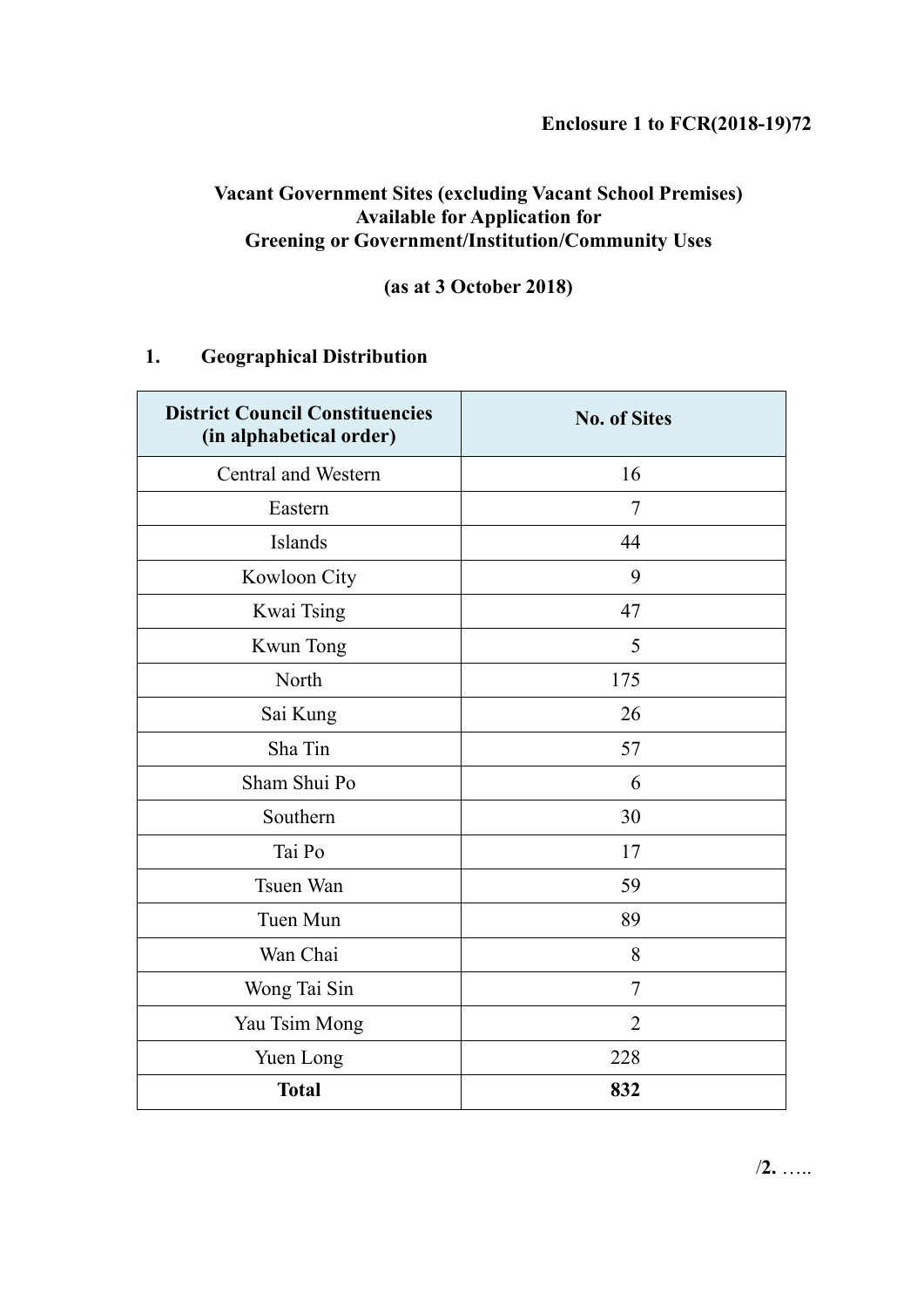**Enclosure 1 to FCR(2018-19)72**

# Vacant Government Sites (excluding Vacant School Premises) Available for Application for Greening or Government/Institution/Community Uses

**(as at 3 October 2018)**

## 1. Geographical Distribution

| District Council Constituencies (in alphabetical order) | No. of Sites |
|---|---|
| Central and Western | 16 |
| Eastern | 7 |
| Islands | 44 |
| Kowloon City | 9 |
| Kwai Tsing | 47 |
| Kwun Tong | 5 |
| North | 175 |
| Sai Kung | 26 |
| Sha Tin | 57 |
| Sham Shui Po | 6 |
| Southern | 30 |
| Tai Po | 17 |
| Tsuen Wan | 59 |
| Tuen Mun | 89 |
| Wan Chai | 8 |
| Wong Tai Sin | 7 |
| Yau Tsim Mong | 2 |
| Yuen Long | 228 |
| **Total** | **832** |

/**2.** …..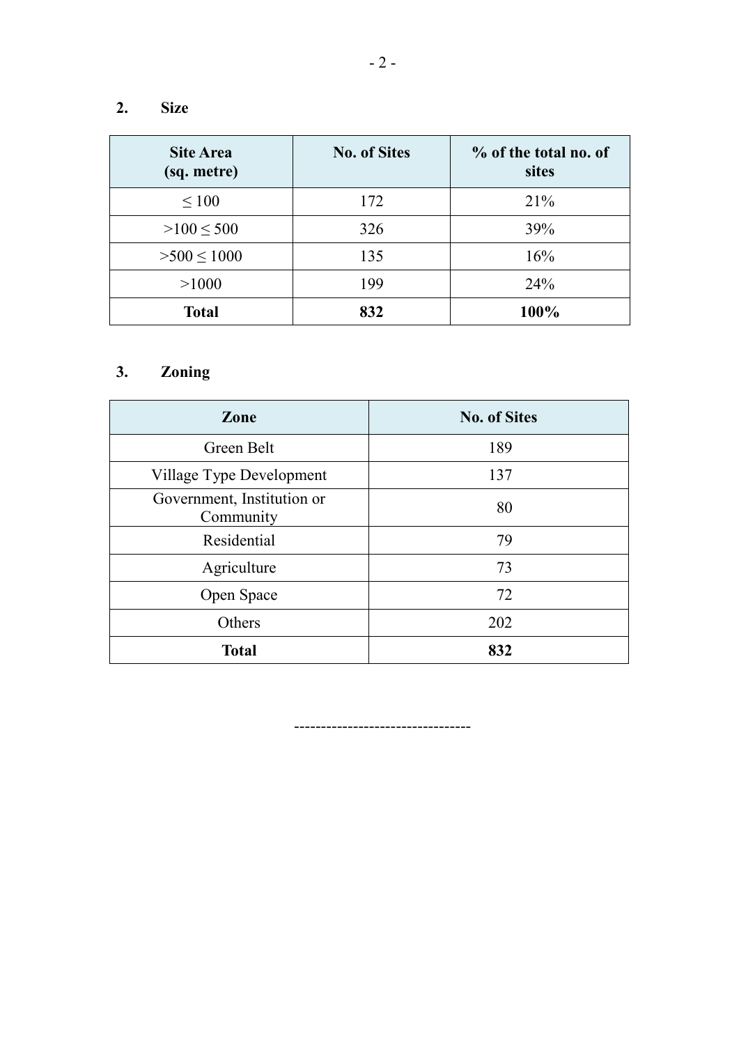## 2. Size

| Site Area (sq. metre) | No. of Sites | % of the total no. of sites |
|---|---|---|
| ≤ 100 | 172 | 21% |
| >100 ≤ 500 | 326 | 39% |
| >500 ≤ 1000 | 135 | 16% |
| >1000 | 199 | 24% |
| **Total** | **832** | **100%** |

## 3. Zoning

| Zone | No. of Sites |
|---|---|
| Green Belt | 189 |
| Village Type Development | 137 |
| Government, Institution or Community | 80 |
| Residential | 79 |
| Agriculture | 73 |
| Open Space | 72 |
| Others | 202 |
| **Total** | **832** |

--------------------------------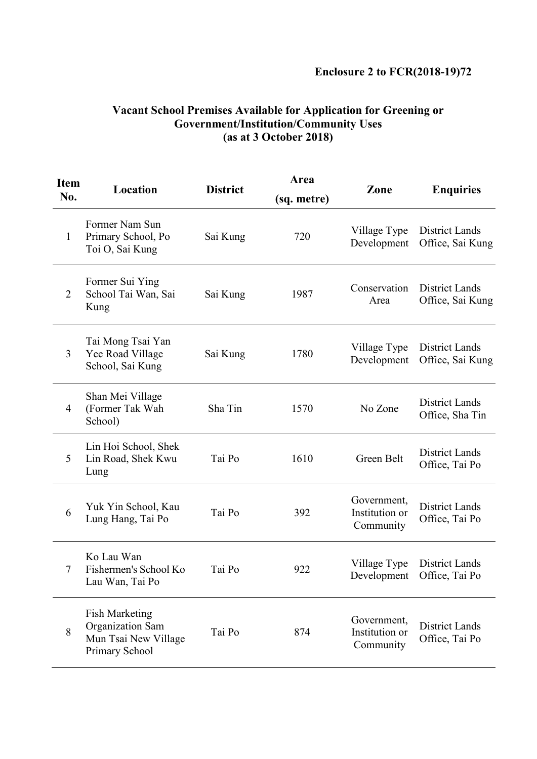**Enclosure 2 to FCR(2018-19)72**

## Vacant School Premises Available for Application for Greening or Government/Institution/Community Uses (as at 3 October 2018)

| Item No. | Location | District | Area (sq. metre) | Zone | Enquiries |
|---|---|---|---|---|---|
| 1 | Former Nam Sun Primary School, Po Toi O, Sai Kung | Sai Kung | 720 | Village Type Development | District Lands Office, Sai Kung |
| 2 | Former Sui Ying School Tai Wan, Sai Kung | Sai Kung | 1987 | Conservation Area | District Lands Office, Sai Kung |
| 3 | Tai Mong Tsai Yan Yee Road Village School, Sai Kung | Sai Kung | 1780 | Village Type Development | District Lands Office, Sai Kung |
| 4 | Shan Mei Village (Former Tak Wah School) | Sha Tin | 1570 | No Zone | District Lands Office, Sha Tin |
| 5 | Lin Hoi School, Shek Lin Road, Shek Kwu Lung | Tai Po | 1610 | Green Belt | District Lands Office, Tai Po |
| 6 | Yuk Yin School, Kau Lung Hang, Tai Po | Tai Po | 392 | Government, Institution or Community | District Lands Office, Tai Po |
| 7 | Ko Lau Wan Fishermen's School Ko Lau Wan, Tai Po | Tai Po | 922 | Village Type Development | District Lands Office, Tai Po |
| 8 | Fish Marketing Organization Sam Mun Tsai New Village Primary School | Tai Po | 874 | Government, Institution or Community | District Lands Office, Tai Po |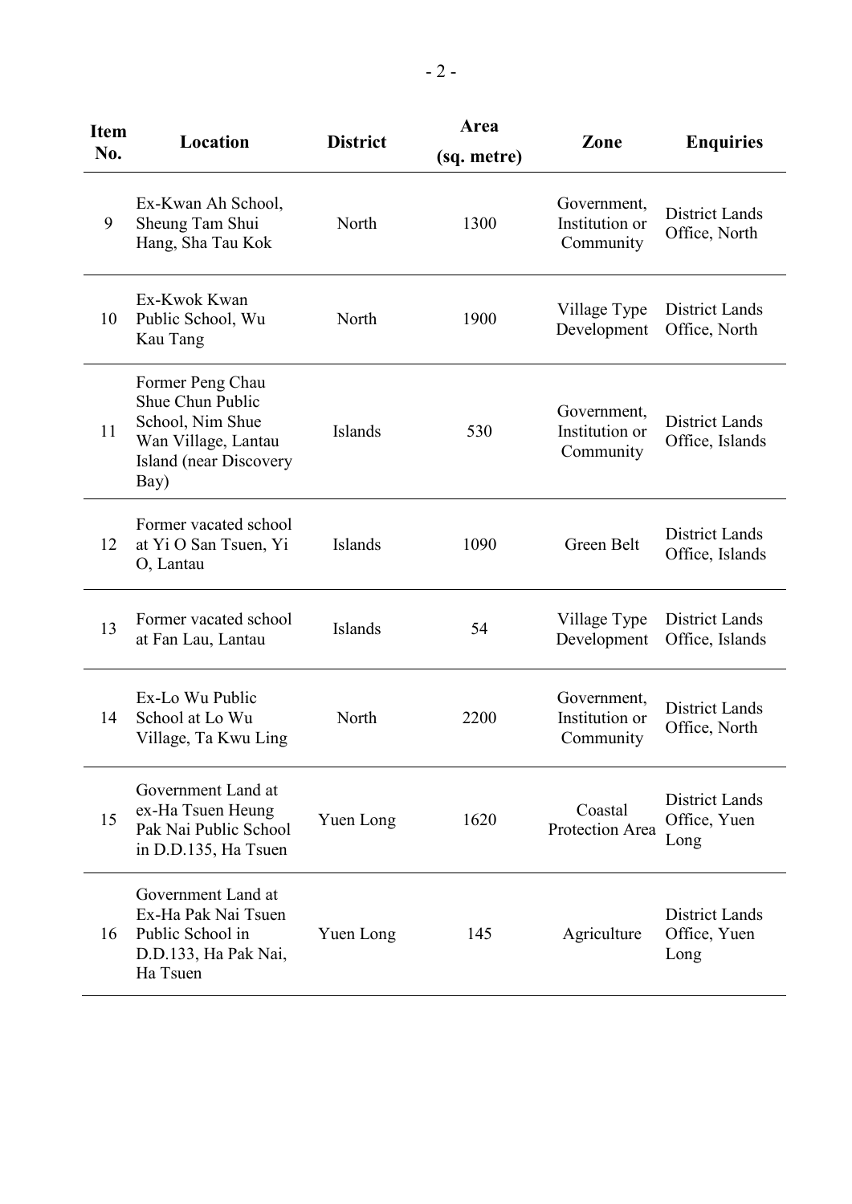| Item No. | Location | District | Area (sq. metre) | Zone | Enquiries |
|---|---|---|---|---|---|
| 9 | Ex-Kwan Ah School, Sheung Tam Shui Hang, Sha Tau Kok | North | 1300 | Government, Institution or Community | District Lands Office, North |
| 10 | Ex-Kwok Kwan Public School, Wu Kau Tang | North | 1900 | Village Type Development | District Lands Office, North |
| 11 | Former Peng Chau Shue Chun Public School, Nim Shue Wan Village, Lantau Island (near Discovery Bay) | Islands | 530 | Government, Institution or Community | District Lands Office, Islands |
| 12 | Former vacated school at Yi O San Tsuen, Yi O, Lantau | Islands | 1090 | Green Belt | District Lands Office, Islands |
| 13 | Former vacated school at Fan Lau, Lantau | Islands | 54 | Village Type Development | District Lands Office, Islands |
| 14 | Ex-Lo Wu Public School at Lo Wu Village, Ta Kwu Ling | North | 2200 | Government, Institution or Community | District Lands Office, North |
| 15 | Government Land at ex-Ha Tsuen Heung Pak Nai Public School in D.D.135, Ha Tsuen | Yuen Long | 1620 | Coastal Protection Area | District Lands Office, Yuen Long |
| 16 | Government Land at Ex-Ha Pak Nai Tsuen Public School in D.D.133, Ha Pak Nai, Ha Tsuen | Yuen Long | 145 | Agriculture | District Lands Office, Yuen Long |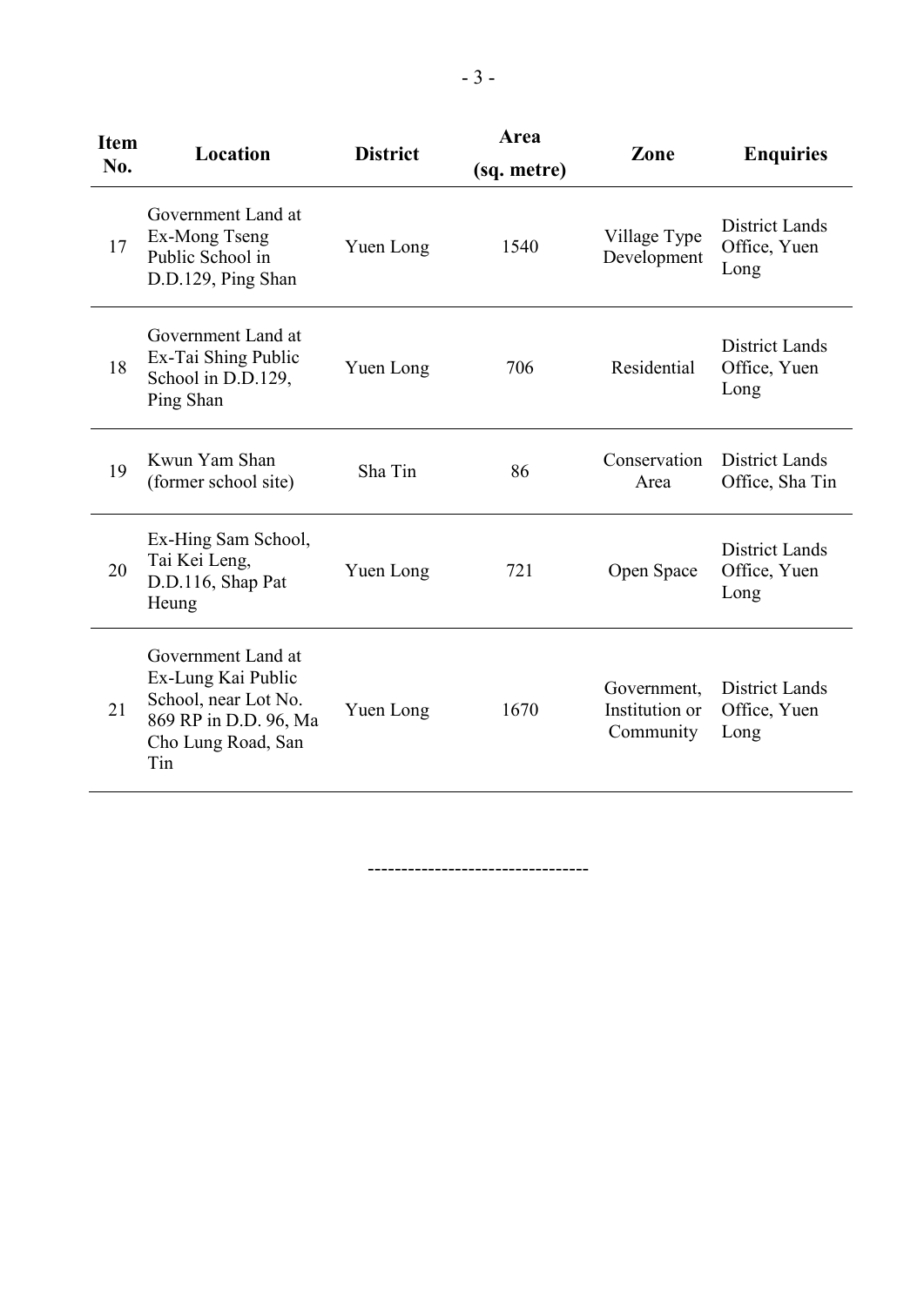| Item No. | Location | District | Area (sq. metre) | Zone | Enquiries |
|---|---|---|---|---|---|
| 17 | Government Land at Ex-Mong Tseng Public School in D.D.129, Ping Shan | Yuen Long | 1540 | Village Type Development | District Lands Office, Yuen Long |
| 18 | Government Land at Ex-Tai Shing Public School in D.D.129, Ping Shan | Yuen Long | 706 | Residential | District Lands Office, Yuen Long |
| 19 | Kwun Yam Shan (former school site) | Sha Tin | 86 | Conservation Area | District Lands Office, Sha Tin |
| 20 | Ex-Hing Sam School, Tai Kei Leng, D.D.116, Shap Pat Heung | Yuen Long | 721 | Open Space | District Lands Office, Yuen Long |
| 21 | Government Land at Ex-Lung Kai Public School, near Lot No. 869 RP in D.D. 96, Ma Cho Lung Road, San Tin | Yuen Long | 1670 | Government, Institution or Community | District Lands Office, Yuen Long |

--------------------------------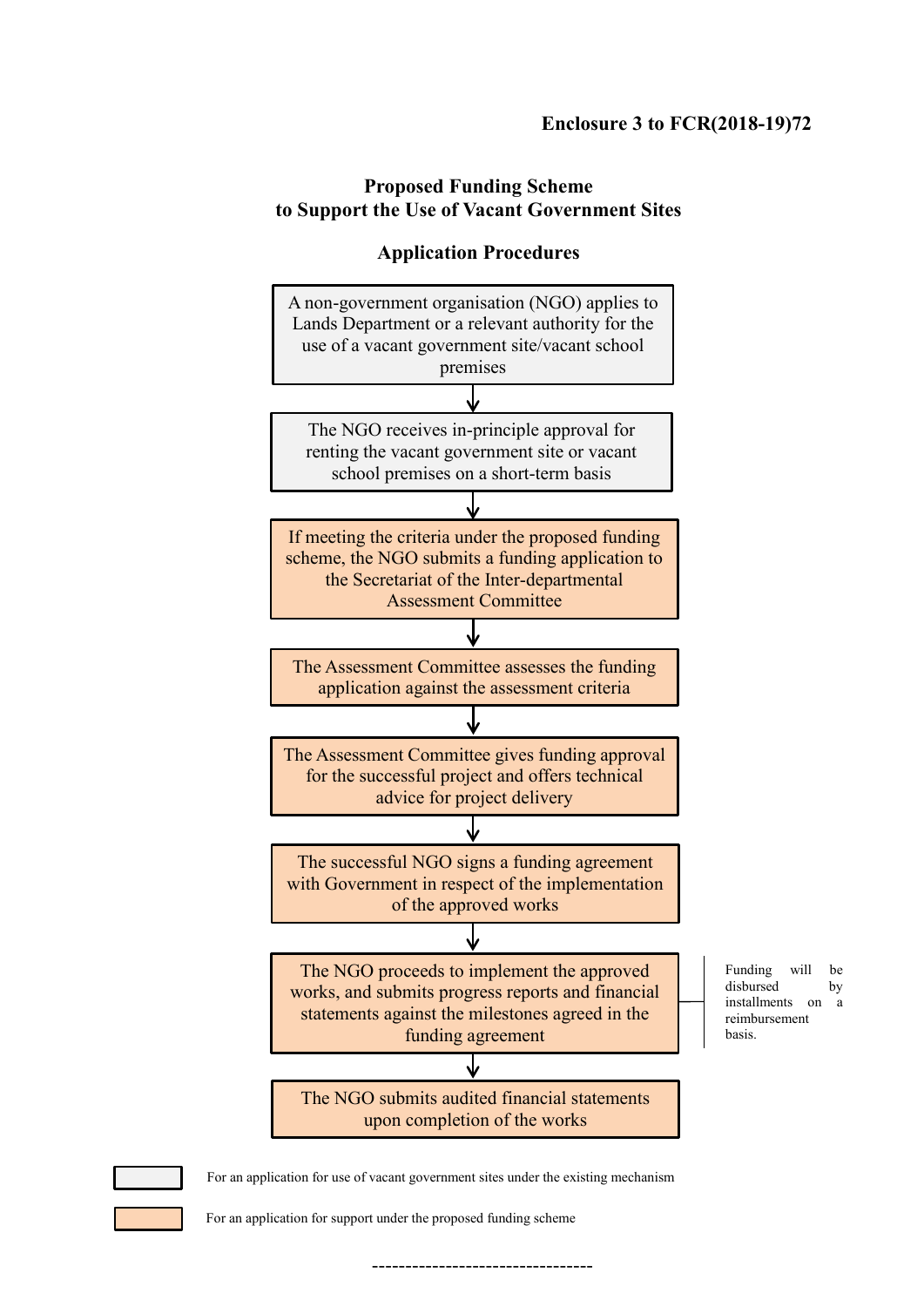**Enclosure 3 to FCR(2018-19)72**

## Proposed Funding Scheme to Support the Use of Vacant Government Sites

### Application Procedures

A non-government organisation (NGO) applies to Lands Department or a relevant authority for the use of a vacant government site/vacant school premises

↓

The NGO receives in-principle approval for renting the vacant government site or vacant school premises on a short-term basis

↓

If meeting the criteria under the proposed funding scheme, the NGO submits a funding application to the Secretariat of the Inter-departmental Assessment Committee

↓

The Assessment Committee assesses the funding application against the assessment criteria

↓

The Assessment Committee gives funding approval for the successful project and offers technical advice for project delivery

↓

The successful NGO signs a funding agreement with Government in respect of the implementation of the approved works

↓

The NGO proceeds to implement the approved works, and submits progress reports and financial statements against the milestones agreed in the funding agreement

Funding will be disbursed by installments on a reimbursement basis.

↓

The NGO submits audited financial statements upon completion of the works

Legend:

- Grey box: For an application for use of vacant government sites under the existing mechanism
- Orange box: For an application for support under the proposed funding scheme

--------------------------------